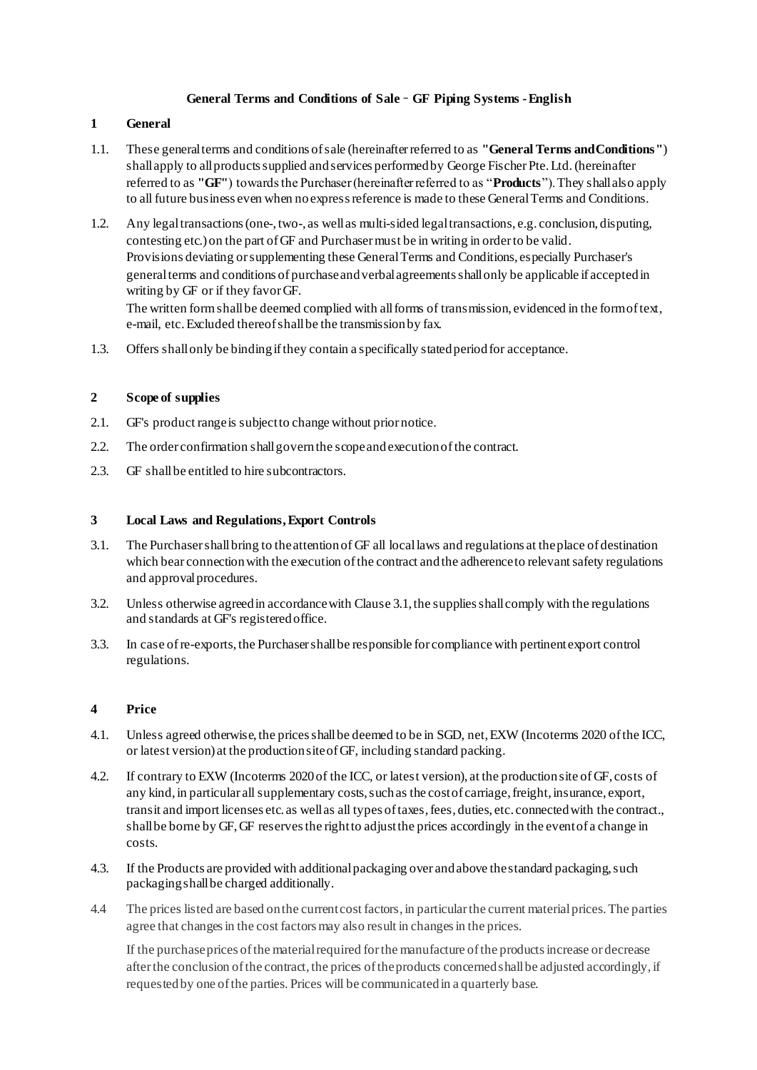# General Terms and Conditions of Sale – GF Piping Systems - English

## 1 General

1.1. These general terms and conditions of sale (hereinafter referred to as **"General Terms and Conditions"**) shall apply to all products supplied and services performed by George Fischer Pte. Ltd. (hereinafter referred to as **"GF"**) towards the Purchaser (hereinafter referred to as "**Products**"). They shall also apply to all future business even when no express reference is made to these General Terms and Conditions.

1.2. Any legal transactions (one-, two-, as well as multi-sided legal transactions, e.g. conclusion, disputing, contesting etc.) on the part of GF and Purchaser must be in writing in order to be valid. Provisions deviating or supplementing these General Terms and Conditions, especially Purchaser's general terms and conditions of purchase and verbal agreements shall only be applicable if accepted in writing by GF or if they favor GF.
The written form shall be deemed complied with all forms of transmission, evidenced in the form of text, e-mail, etc. Excluded thereof shall be the transmission by fax.

1.3. Offers shall only be binding if they contain a specifically stated period for acceptance.

## 2 Scope of supplies

2.1. GF's product range is subject to change without prior notice.

2.2. The order confirmation shall govern the scope and execution of the contract.

2.3. GF shall be entitled to hire subcontractors.

## 3 Local Laws and Regulations, Export Controls

3.1. The Purchaser shall bring to the attention of GF all local laws and regulations at the place of destination which bear connection with the execution of the contract and the adherence to relevant safety regulations and approval procedures.

3.2. Unless otherwise agreed in accordance with Clause 3.1, the supplies shall comply with the regulations and standards at GF's registered office.

3.3. In case of re-exports, the Purchaser shall be responsible for compliance with pertinent export control regulations.

## 4 Price

4.1. Unless agreed otherwise, the prices shall be deemed to be in SGD, net, EXW (Incoterms 2020 of the ICC, or latest version) at the production site of GF, including standard packing.

4.2. If contrary to EXW (Incoterms 2020 of the ICC, or latest version), at the production site of GF, costs of any kind, in particular all supplementary costs, such as the cost of carriage, freight, insurance, export, transit and import licenses etc. as well as all types of taxes, fees, duties, etc. connected with the contract., shall be borne by GF, GF reserves the right to adjust the prices accordingly in the event of a change in costs.

4.3. If the Products are provided with additional packaging over and above the standard packaging, such packaging shall be charged additionally.

4.4 The prices listed are based on the current cost factors, in particular the current material prices. The parties agree that changes in the cost factors may also result in changes in the prices.

If the purchase prices of the material required for the manufacture of the products increase or decrease after the conclusion of the contract, the prices of the products concerned shall be adjusted accordingly, if requested by one of the parties. Prices will be communicated in a quarterly base.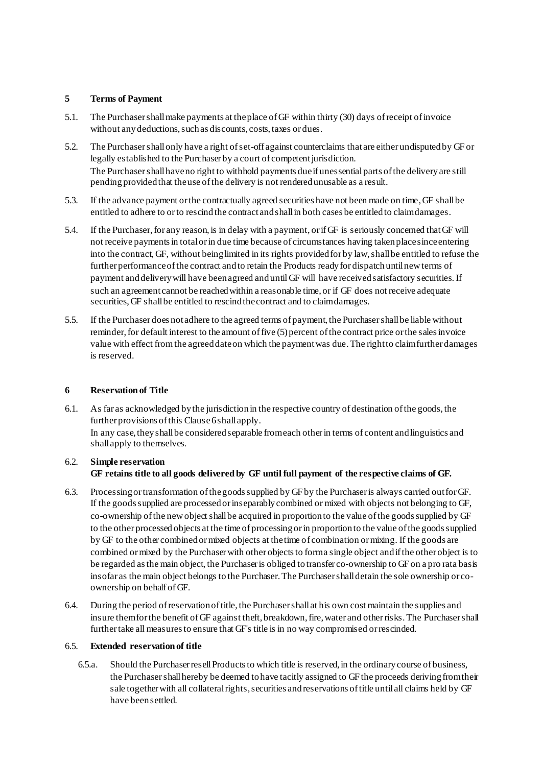## 5 Terms of Payment

5.1. The Purchaser shall make payments at the place of GF within thirty (30) days of receipt of invoice without any deductions, such as discounts, costs, taxes or dues.

5.2. The Purchaser shall only have a right of set-off against counterclaims that are either undisputed by GF or legally established to the Purchaser by a court of competent jurisdiction.
The Purchaser shall have no right to withhold payments due if unessential parts of the delivery are still pending provided that the use of the delivery is not rendered unusable as a result.

5.3. If the advance payment or the contractually agreed securities have not been made on time, GF shall be entitled to adhere to or to rescind the contract and shall in both cases be entitled to claim damages.

5.4. If the Purchaser, for any reason, is in delay with a payment, or if GF is seriously concerned that GF will not receive payments in total or in due time because of circumstances having taken place since entering into the contract, GF, without being limited in its rights provided for by law, shall be entitled to refuse the further performance of the contract and to retain the Products ready for dispatch until new terms of payment and delivery will have been agreed and until GF will have received satisfactory securities. If such an agreement cannot be reached within a reasonable time, or if GF does not receive adequate securities, GF shall be entitled to rescind the contract and to claim damages.

5.5. If the Purchaser does not adhere to the agreed terms of payment, the Purchaser shall be liable without reminder, for default interest to the amount of five (5) percent of the contract price or the sales invoice value with effect from the agreed date on which the payment was due. The right to claim further damages is reserved.

## 6 Reservation of Title

6.1. As far as acknowledged by the jurisdiction in the respective country of destination of the goods, the further provisions of this Clause 6 shall apply.
In any case, they shall be considered separable from each other in terms of content and linguistics and shall apply to themselves.

6.2. **Simple reservation**
**GF retains title to all goods delivered by GF until full payment of the respective claims of GF.**

6.3. Processing or transformation of the goods supplied by GF by the Purchaser is always carried out for GF. If the goods supplied are processed or inseparably combined or mixed with objects not belonging to GF, co-ownership of the new object shall be acquired in proportion to the value of the goods supplied by GF to the other processed objects at the time of processing or in proportion to the value of the goods supplied by GF to the other combined or mixed objects at the time of combination or mixing. If the goods are combined or mixed by the Purchaser with other objects to form a single object and if the other object is to be regarded as the main object, the Purchaser is obliged to transfer co-ownership to GF on a pro rata basis insofar as the main object belongs to the Purchaser. The Purchaser shall detain the sole ownership or co-ownership on behalf of GF.

6.4. During the period of reservation of title, the Purchaser shall at his own cost maintain the supplies and insure them for the benefit of GF against theft, breakdown, fire, water and other risks. The Purchaser shall further take all measures to ensure that GF's title is in no way compromised or rescinded.

6.5. **Extended reservation of title**

6.5.a. Should the Purchaser resell Products to which title is reserved, in the ordinary course of business, the Purchaser shall hereby be deemed to have tacitly assigned to GF the proceeds deriving from their sale together with all collateral rights, securities and reservations of title until all claims held by GF have been settled.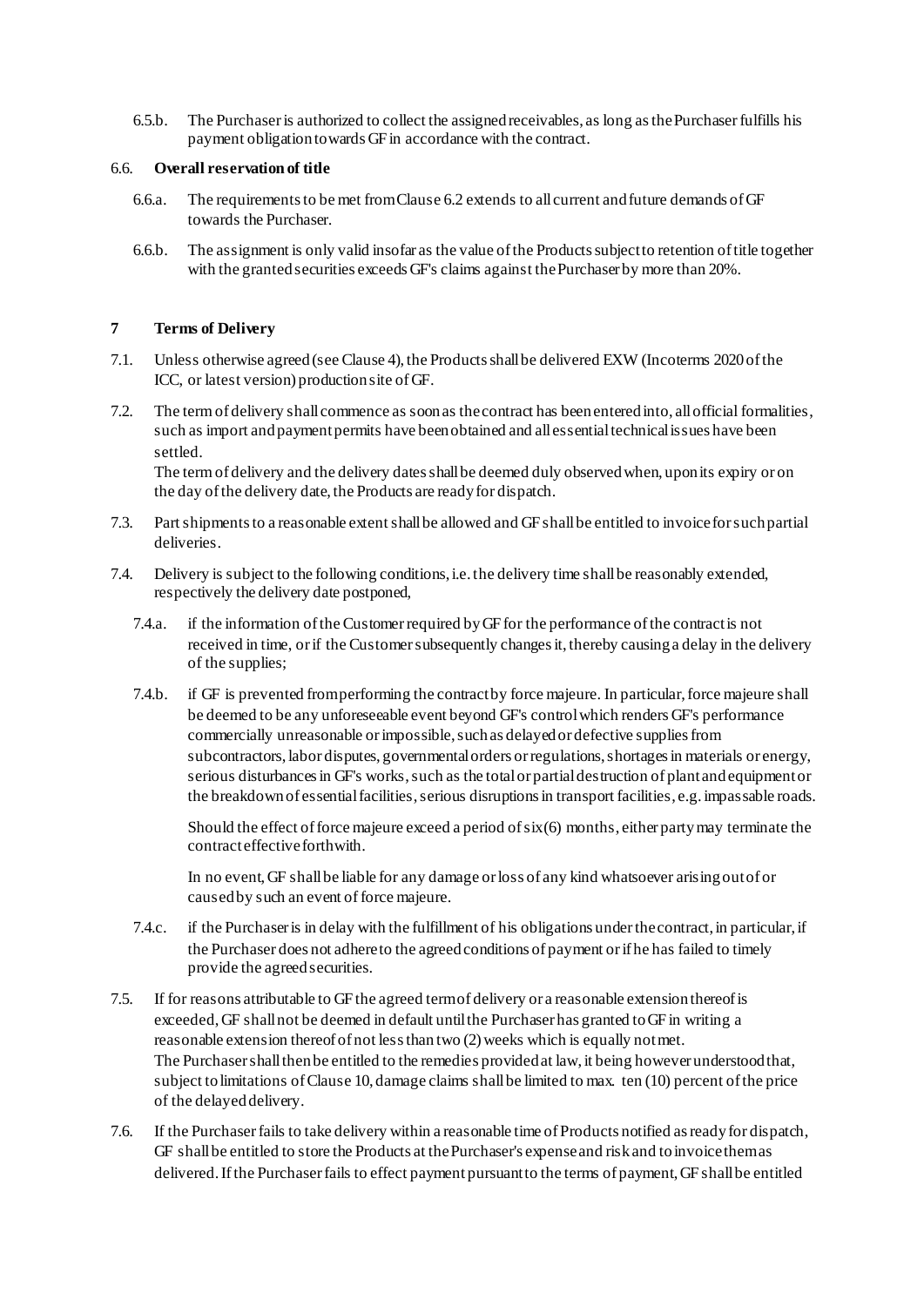6.5.b. The Purchaser is authorized to collect the assigned receivables, as long as the Purchaser fulfills his payment obligation towards GF in accordance with the contract.

6.6. **Overall reservation of title**

6.6.a. The requirements to be met from Clause 6.2 extends to all current and future demands of GF towards the Purchaser.

6.6.b. The assignment is only valid insofar as the value of the Products subject to retention of title together with the granted securities exceeds GF's claims against the Purchaser by more than 20%.

## 7 Terms of Delivery

7.1. Unless otherwise agreed (see Clause 4), the Products shall be delivered EXW (Incoterms 2020 of the ICC, or latest version) production site of GF.

7.2. The term of delivery shall commence as soon as the contract has been entered into, all official formalities, such as import and payment permits have been obtained and all essential technical issues have been settled.
The term of delivery and the delivery dates shall be deemed duly observed when, upon its expiry or on the day of the delivery date, the Products are ready for dispatch.

7.3. Part shipments to a reasonable extent shall be allowed and GF shall be entitled to invoice for such partial deliveries.

7.4. Delivery is subject to the following conditions, i.e. the delivery time shall be reasonably extended, respectively the delivery date postponed,

7.4.a. if the information of the Customer required by GF for the performance of the contract is not received in time, or if the Customer subsequently changes it, thereby causing a delay in the delivery of the supplies;

7.4.b. if GF is prevented from performing the contract by force majeure. In particular, force majeure shall be deemed to be any unforeseeable event beyond GF's control which renders GF's performance commercially unreasonable or impossible, such as delayed or defective supplies from subcontractors, labor disputes, governmental orders or regulations, shortages in materials or energy, serious disturbances in GF's works, such as the total or partial destruction of plant and equipment or the breakdown of essential facilities, serious disruptions in transport facilities, e.g. impassable roads.

Should the effect of force majeure exceed a period of six(6) months, either party may terminate the contract effective forthwith.

In no event, GF shall be liable for any damage or loss of any kind whatsoever arising out of or caused by such an event of force majeure.

7.4.c. if the Purchaser is in delay with the fulfillment of his obligations under the contract, in particular, if the Purchaser does not adhere to the agreed conditions of payment or if he has failed to timely provide the agreed securities.

7.5. If for reasons attributable to GF the agreed term of delivery or a reasonable extension thereof is exceeded, GF shall not be deemed in default until the Purchaser has granted to GF in writing a reasonable extension thereof of not less than two (2) weeks which is equally not met.
The Purchaser shall then be entitled to the remedies provided at law, it being however understood that, subject to limitations of Clause 10, damage claims shall be limited to max. ten (10) percent of the price of the delayed delivery.

7.6. If the Purchaser fails to take delivery within a reasonable time of Products notified as ready for dispatch, GF shall be entitled to store the Products at the Purchaser's expense and risk and to invoice them as delivered. If the Purchaser fails to effect payment pursuant to the terms of payment, GF shall be entitled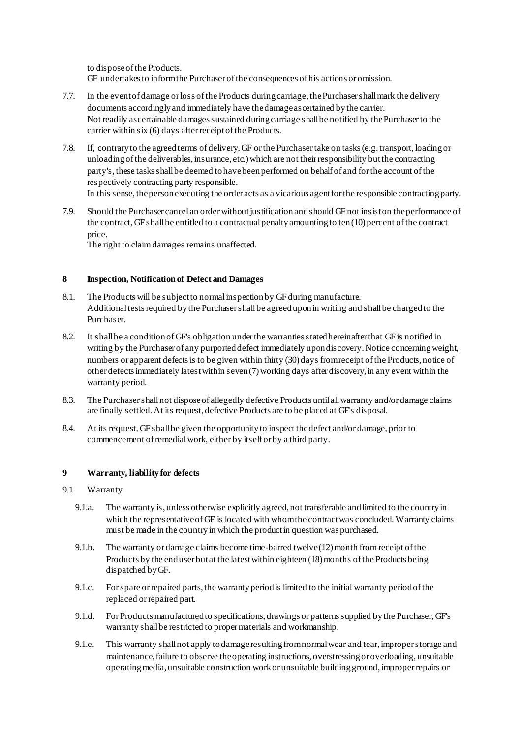to dispose of the Products.
GF undertakes to inform the Purchaser of the consequences of his actions or omission.

7.7. In the event of damage or loss of the Products during carriage, the Purchaser shall mark the delivery documents accordingly and immediately have the damage ascertained by the carrier.
Not readily ascertainable damages sustained during carriage shall be notified by the Purchaser to the carrier within six (6) days after receipt of the Products.

7.8. If, contrary to the agreed terms of delivery, GF or the Purchaser take on tasks (e.g. transport, loading or unloading of the deliverables, insurance, etc.) which are not their responsibility but the contracting party's, these tasks shall be deemed to have been performed on behalf of and for the account of the respectively contracting party responsible.
In this sense, the person executing the order acts as a vicarious agent for the responsible contracting party.

7.9. Should the Purchaser cancel an order without justification and should GF not insist on the performance of the contract, GF shall be entitled to a contractual penalty amounting to ten (10) percent of the contract price.
The right to claim damages remains unaffected.

## 8 Inspection, Notification of Defect and Damages

8.1. The Products will be subject to normal inspection by GF during manufacture.
Additional tests required by the Purchaser shall be agreed upon in writing and shall be charged to the Purchaser.

8.2. It shall be a condition of GF's obligation under the warranties stated hereinafter that GF is notified in writing by the Purchaser of any purported defect immediately upon discovery. Notice concerning weight, numbers or apparent defects is to be given within thirty (30) days from receipt of the Products, notice of other defects immediately latest within seven (7) working days after discovery, in any event within the warranty period.

8.3. The Purchaser shall not dispose of allegedly defective Products until all warranty and/or damage claims are finally settled. At its request, defective Products are to be placed at GF's disposal.

8.4. At its request, GF shall be given the opportunity to inspect the defect and/or damage, prior to commencement of remedial work, either by itself or by a third party.

## 9 Warranty, liability for defects

9.1. Warranty

9.1.a. The warranty is, unless otherwise explicitly agreed, not transferable and limited to the country in which the representative of GF is located with whom the contract was concluded. Warranty claims must be made in the country in which the product in question was purchased.

9.1.b. The warranty or damage claims become time-barred twelve (12) month from receipt of the Products by the end user but at the latest within eighteen (18) months of the Products being dispatched by GF.

9.1.c. For spare or repaired parts, the warranty period is limited to the initial warranty period of the replaced or repaired part.

9.1.d. For Products manufactured to specifications, drawings or patterns supplied by the Purchaser, GF's warranty shall be restricted to proper materials and workmanship.

9.1.e. This warranty shall not apply to damage resulting from normal wear and tear, improper storage and maintenance, failure to observe the operating instructions, overstressing or overloading, unsuitable operating media, unsuitable construction work or unsuitable building ground, improper repairs or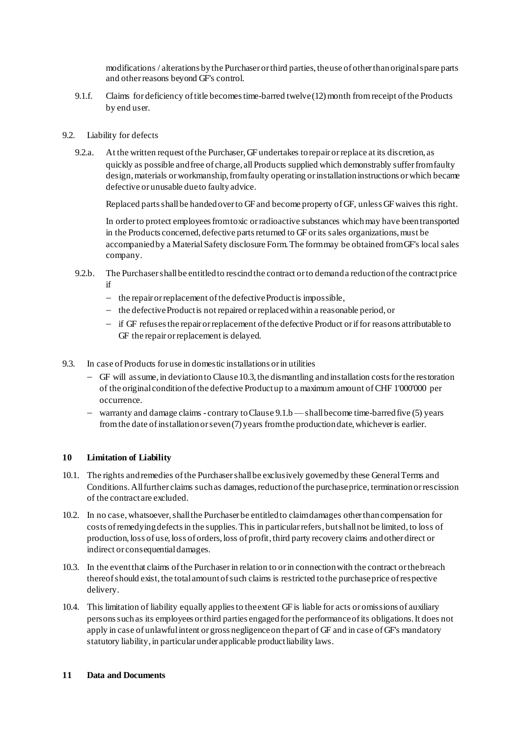modifications / alterations by the Purchaser or third parties, the use of other than original spare parts and other reasons beyond GF's control.

9.1.f. Claims for deficiency of title becomes time-barred twelve (12) month from receipt of the Products by end user.

9.2. Liability for defects

9.2.a. At the written request of the Purchaser, GF undertakes to repair or replace at its discretion, as quickly as possible and free of charge, all Products supplied which demonstrably suffer from faulty design, materials or workmanship, from faulty operating or installation instructions or which became defective or unusable due to faulty advice.

Replaced parts shall be handed over to GF and become property of GF, unless GF waives this right.

In order to protect employees from toxic or radioactive substances which may have been transported in the Products concerned, defective parts returned to GF or its sales organizations, must be accompanied by a Material Safety disclosure Form. The form may be obtained from GF's local sales company.

9.2.b. The Purchaser shall be entitled to rescind the contract or to demand a reduction of the contract price if

- the repair or replacement of the defective Product is impossible,
- the defective Product is not repaired or replaced within a reasonable period, or
- if GF refuses the repair or replacement of the defective Product or if for reasons attributable to GF the repair or replacement is delayed.

9.3. In case of Products for use in domestic installations or in utilities

- GF will assume, in deviation to Clause 10.3, the dismantling and installation costs for the restoration of the original condition of the defective Product up to a maximum amount of CHF 1'000'000 per occurrence.
- warranty and damage claims - contrary to Clause 9.1.b — shall become time-barred five (5) years from the date of installation or seven (7) years from the production date, whichever is earlier.

## 10 Limitation of Liability

10.1. The rights and remedies of the Purchaser shall be exclusively governed by these General Terms and Conditions. All further claims such as damages, reduction of the purchase price, termination or rescission of the contract are excluded.

10.2. In no case, whatsoever, shall the Purchaser be entitled to claim damages other than compensation for costs of remedying defects in the supplies. This in particular refers, but shall not be limited, to loss of production, loss of use, loss of orders, loss of profit, third party recovery claims and other direct or indirect or consequential damages.

10.3. In the event that claims of the Purchaser in relation to or in connection with the contract or the breach thereof should exist, the total amount of such claims is restricted to the purchase price of respective delivery.

10.4. This limitation of liability equally applies to the extent GF is liable for acts or omissions of auxiliary persons such as its employees or third parties engaged for the performance of its obligations. It does not apply in case of unlawful intent or gross negligence on the part of GF and in case of GF's mandatory statutory liability, in particular under applicable product liability laws.

## 11 Data and Documents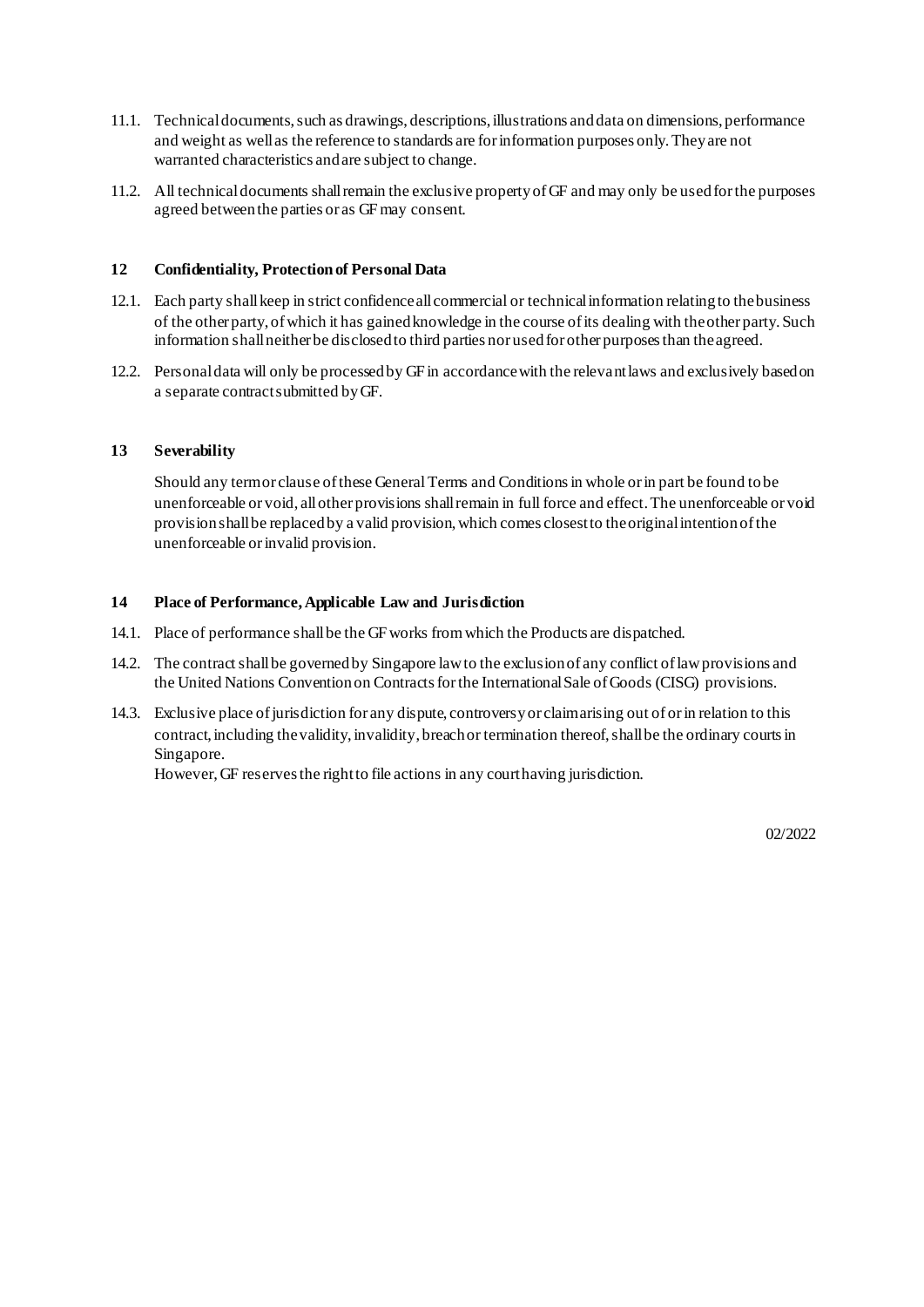11.1. Technical documents, such as drawings, descriptions, illustrations and data on dimensions, performance and weight as well as the reference to standards are for information purposes only. They are not warranted characteristics and are subject to change.

11.2. All technical documents shall remain the exclusive property of GF and may only be used for the purposes agreed between the parties or as GF may consent.

## 12 Confidentiality, Protection of Personal Data

12.1. Each party shall keep in strict confidence all commercial or technical information relating to the business of the other party, of which it has gained knowledge in the course of its dealing with the other party. Such information shall neither be disclosed to third parties nor used for other purposes than the agreed.

12.2. Personal data will only be processed by GF in accordance with the relevant laws and exclusively based on a separate contract submitted by GF.

## 13 Severability

Should any term or clause of these General Terms and Conditions in whole or in part be found to be unenforceable or void, all other provisions shall remain in full force and effect. The unenforceable or void provision shall be replaced by a valid provision, which comes closest to the original intention of the unenforceable or invalid provision.

## 14 Place of Performance, Applicable Law and Jurisdiction

14.1. Place of performance shall be the GF works from which the Products are dispatched.

14.2. The contract shall be governed by Singapore law to the exclusion of any conflict of law provisions and the United Nations Convention on Contracts for the International Sale of Goods (CISG) provisions.

14.3. Exclusive place of jurisdiction for any dispute, controversy or claim arising out of or in relation to this contract, including the validity, invalidity, breach or termination thereof, shall be the ordinary courts in Singapore.
However, GF reserves the right to file actions in any court having jurisdiction.

02/2022